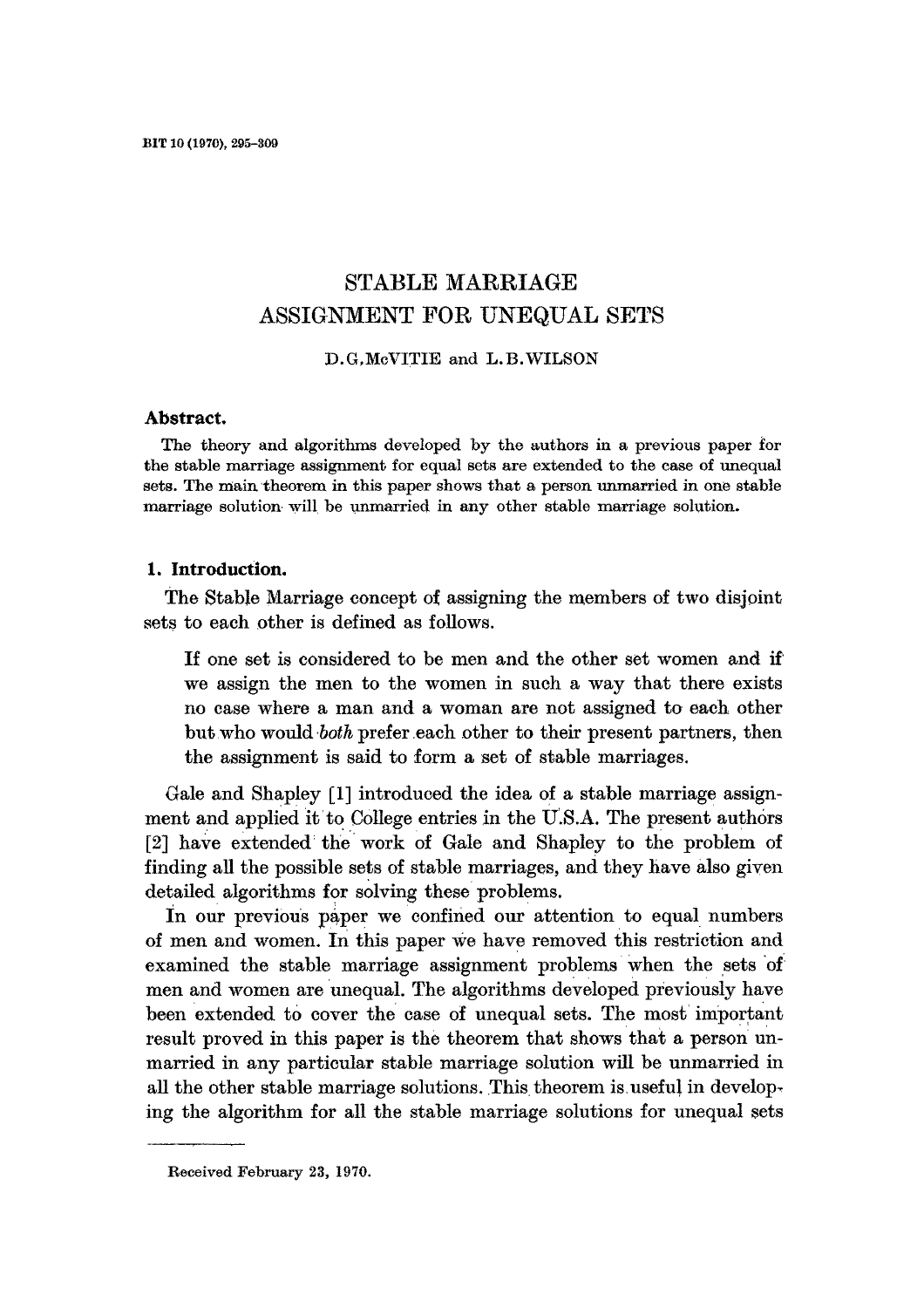# STABLE MARRIAGE ASSIGNMENT FOR UNEQUAL SETS

D. G. McVITIE and L. B. WILSON

## Abstract.

The theory and algorithms developed by the authors in a previous paper for the stable marriage assignment for equal sets are extended to the case of unequal sets. The main theorem in this paper shows that a person unmarried in one stable marriage solution will be unmarried in any other stable marriage solution.

## 1. Introduction.

The Stable Marriage concept of assigning the members of two disjoint sets to each other is defined as follows.

> If one set is considered to be men and the other set women and if we assign the men to the women in such a way that there exists no case where a man and a woman are not assigned to each other but who would *both* prefer each other to their present partners, then the assignment is said to form a set of stable marriages.

Gale and Shapley [1] introduced the idea of a stable marriage assignment and applied it to College entries in the U.S.A. The present authors [2] have extended the work of Gale and Shapley to the problem of finding all the possible sets of stable marriages, and they have also given detailed algorithms for solving these problems.

In our previous paper we confined our attention to equal numbers of men and women. In this paper we have removed this restriction and examined the stable marriage assignment problems when the sets of men and women are unequal. The algorithms developed previously have been extended to cover the case of unequal sets. The most important result proved in this paper is the theorem that shows that a person unmarried in any particular stable marriage solution will be unmarried in all the other stable marriage solutions. This theorem is useful in developing the algorithm for all the stable marriage solutions for unequal sets

---

Received February 23, 1970.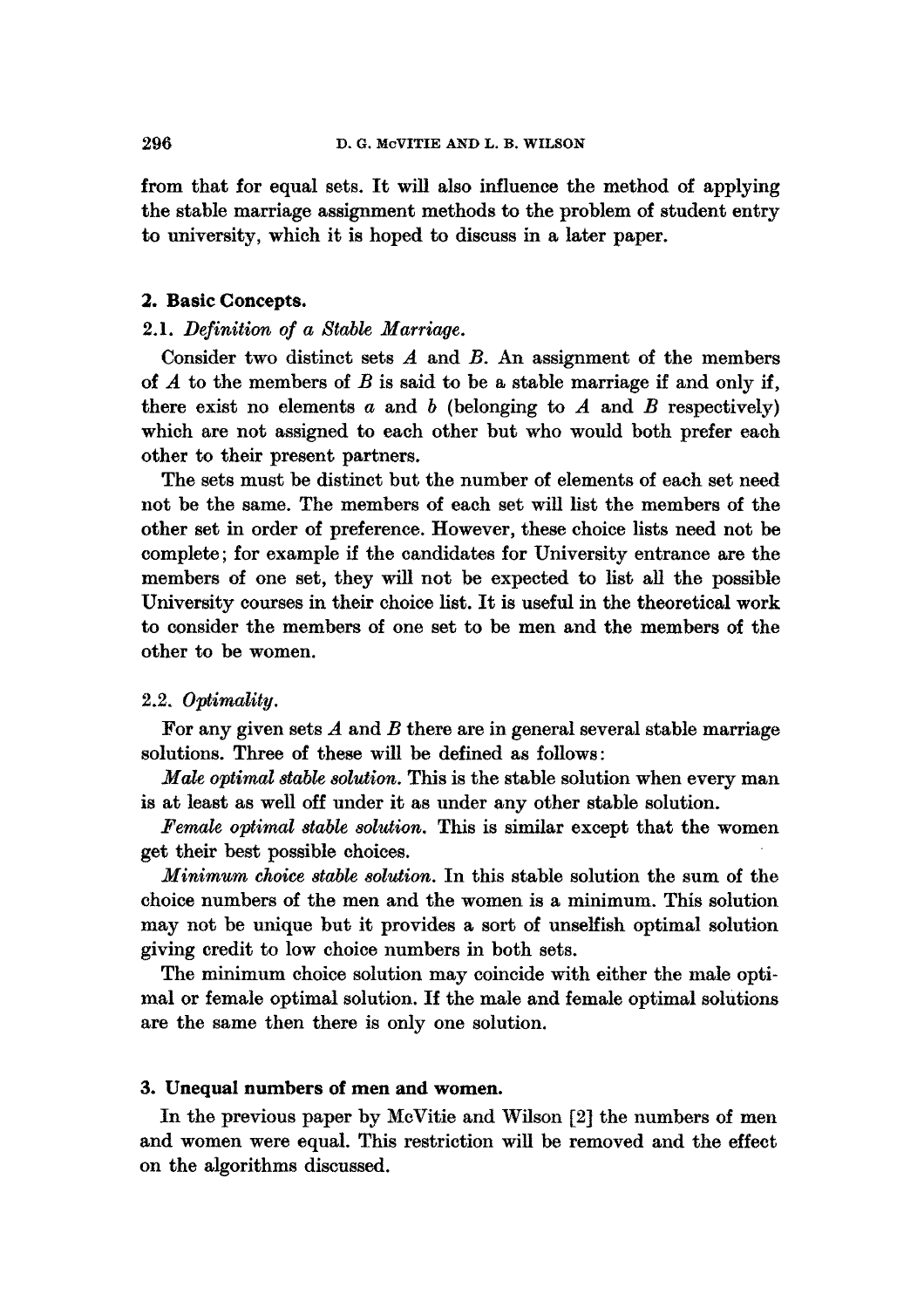from that for equal sets. It will also influence the method of applying the stable marriage assignment methods to the problem of student entry to university, which it is hoped to discuss in a later paper.

## 2. Basic Concepts.

### 2.1. *Definition of a Stable Marriage.*

Consider two distinct sets $A$ and $B$. An assignment of the members of $A$ to the members of $B$ is said to be a stable marriage if and only if, there exist no elements $a$ and $b$ (belonging to $A$ and $B$ respectively) which are not assigned to each other but who would both prefer each other to their present partners.

The sets must be distinct but the number of elements of each set need not be the same. The members of each set will list the members of the other set in order of preference. However, these choice lists need not be complete; for example if the candidates for University entrance are the members of one set, they will not be expected to list all the possible University courses in their choice list. It is useful in the theoretical work to consider the members of one set to be men and the members of the other to be women.

### 2.2. *Optimality.*

For any given sets $A$ and $B$ there are in general several stable marriage solutions. Three of these will be defined as follows:

*Male optimal stable solution.* This is the stable solution when every man is at least as well off under it as under any other stable solution.

*Female optimal stable solution.* This is similar except that the women get their best possible choices.

*Minimum choice stable solution.* In this stable solution the sum of the choice numbers of the men and the women is a minimum. This solution may not be unique but it provides a sort of unselfish optimal solution giving credit to low choice numbers in both sets.

The minimum choice solution may coincide with either the male optimal or female optimal solution. If the male and female optimal solutions are the same then there is only one solution.

## 3. Unequal numbers of men and women.

In the previous paper by McVitie and Wilson [2] the numbers of men and women were equal. This restriction will be removed and the effect on the algorithms discussed.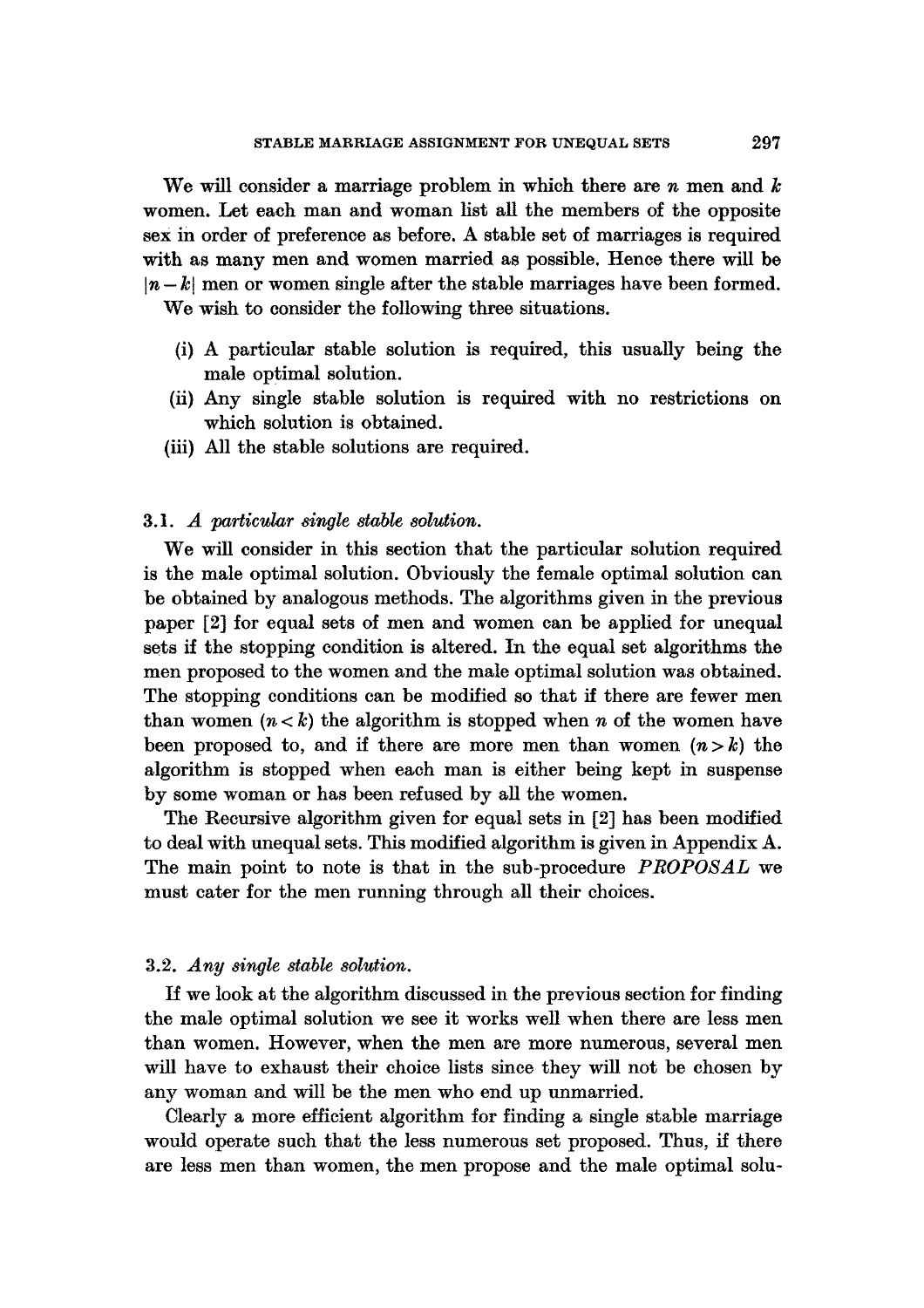We will consider a marriage problem in which there are $n$ men and $k$ women. Let each man and woman list all the members of the opposite sex in order of preference as before. A stable set of marriages is required with as many men and women married as possible. Hence there will be $|n-k|$ men or women single after the stable marriages have been formed.

We wish to consider the following three situations.

(i) A particular stable solution is required, this usually being the male optimal solution.

(ii) Any single stable solution is required with no restrictions on which solution is obtained.

(iii) All the stable solutions are required.

### 3.1. *A particular single stable solution.*

We will consider in this section that the particular solution required is the male optimal solution. Obviously the female optimal solution can be obtained by analogous methods. The algorithms given in the previous paper [2] for equal sets of men and women can be applied for unequal sets if the stopping condition is altered. In the equal set algorithms the men proposed to the women and the male optimal solution was obtained. The stopping conditions can be modified so that if there are fewer men than women ($n < k$) the algorithm is stopped when $n$ of the women have been proposed to, and if there are more men than women ($n > k$) the algorithm is stopped when each man is either being kept in suspense by some woman or has been refused by all the women.

The Recursive algorithm given for equal sets in [2] has been modified to deal with unequal sets. This modified algorithm is given in Appendix A. The main point to note is that in the sub-procedure *PROPOSAL* we must cater for the men running through all their choices.

### 3.2. *Any single stable solution.*

If we look at the algorithm discussed in the previous section for finding the male optimal solution we see it works well when there are less men than women. However, when the men are more numerous, several men will have to exhaust their choice lists since they will not be chosen by any woman and will be the men who end up unmarried.

Clearly a more efficient algorithm for finding a single stable marriage would operate such that the less numerous set proposed. Thus, if there are less men than women, the men propose and the male optimal solu-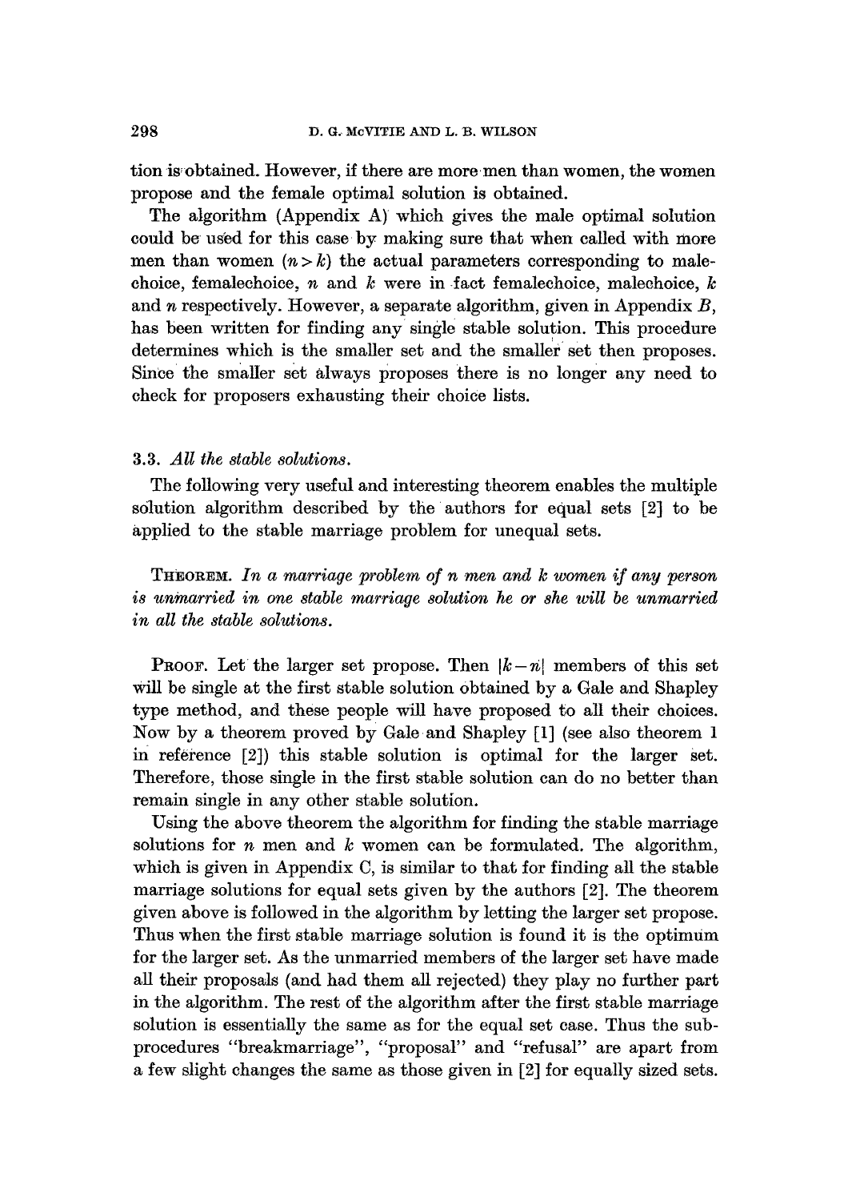tion is obtained. However, if there are more men than women, the women propose and the female optimal solution is obtained.

The algorithm (Appendix A) which gives the male optimal solution could be used for this case by making sure that when called with more men than women ($n > k$) the actual parameters corresponding to malechoice, femalechoice, $n$ and $k$ were in fact femalechoice, malechoice, $k$ and $n$ respectively. However, a separate algorithm, given in Appendix $B$, has been written for finding any single stable solution. This procedure determines which is the smaller set and the smaller set then proposes. Since the smaller set always proposes there is no longer any need to check for proposers exhausting their choice lists.

### 3.3. *All the stable solutions.*

The following very useful and interesting theorem enables the multiple solution algorithm described by the authors for equal sets [2] to be applied to the stable marriage problem for unequal sets.

THEOREM. *In a marriage problem of n men and k women if any person is unmarried in one stable marriage solution he or she will be unmarried in all the stable solutions.*

PROOF. Let the larger set propose. Then $|k-n|$ members of this set will be single at the first stable solution obtained by a Gale and Shapley type method, and these people will have proposed to all their choices. Now by a theorem proved by Gale and Shapley [1] (see also theorem 1 in reference [2]) this stable solution is optimal for the larger set. Therefore, those single in the first stable solution can do no better than remain single in any other stable solution.

Using the above theorem the algorithm for finding the stable marriage solutions for $n$ men and $k$ women can be formulated. The algorithm, which is given in Appendix C, is similar to that for finding all the stable marriage solutions for equal sets given by the authors [2]. The theorem given above is followed in the algorithm by letting the larger set propose. Thus when the first stable marriage solution is found it is the optimum for the larger set. As the unmarried members of the larger set have made all their proposals (and had them all rejected) they play no further part in the algorithm. The rest of the algorithm after the first stable marriage solution is essentially the same as for the equal set case. Thus the subprocedures "breakmarriage", "proposal" and "refusal" are apart from a few slight changes the same as those given in [2] for equally sized sets.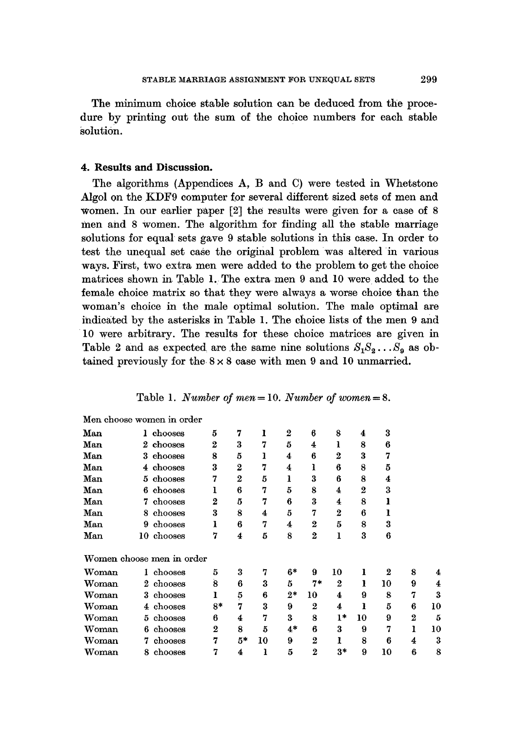The minimum choice stable solution can be deduced from the procedure by printing out the sum of the choice numbers for each stable solution.

## 4. Results and Discussion.

The algorithms (Appendices A, B and C) were tested in Whetstone Algol on the KDF9 computer for several different sized sets of men and women. In our earlier paper [2] the results were given for a case of 8 men and 8 women. The algorithm for finding all the stable marriage solutions for equal sets gave 9 stable solutions in this case. In order to test the unequal set case the original problem was altered in various ways. First, two extra men were added to the problem to get the choice matrices shown in Table 1. The extra men 9 and 10 were added to the female choice matrix so that they were always a worse choice than the woman's choice in the male optimal solution. The male optimal are indicated by the asterisks in Table 1. The choice lists of the men 9 and 10 were arbitrary. The results for these choice matrices are given in Table 2 and as expected are the same nine solutions $S_1 S_2 \ldots S_9$ as obtained previously for the $8 \times 8$ case with men 9 and 10 unmarried.

Table 1. *Number of men* = 10. *Number of women* = 8.

Men choose women in order

| | | | | | | | | | |
|---|---|---|---|---|---|---|---|---|---|
| Man | 1 chooses | 5 | 7 | 1 | 2 | 6 | 8 | 4 | 3 |
| Man | 2 chooses | 2 | 3 | 7 | 5 | 4 | 1 | 8 | 6 |
| Man | 3 chooses | 8 | 5 | 1 | 4 | 6 | 2 | 3 | 7 |
| Man | 4 chooses | 3 | 2 | 7 | 4 | 1 | 6 | 8 | 5 |
| Man | 5 chooses | 7 | 2 | 5 | 1 | 3 | 6 | 8 | 4 |
| Man | 6 chooses | 1 | 6 | 7 | 5 | 8 | 4 | 2 | 3 |
| Man | 7 chooses | 2 | 5 | 7 | 6 | 3 | 4 | 8 | 1 |
| Man | 8 chooses | 3 | 8 | 4 | 5 | 7 | 2 | 6 | 1 |
| Man | 9 chooses | 1 | 6 | 7 | 4 | 2 | 5 | 8 | 3 |
| Man | 10 chooses | 7 | 4 | 5 | 8 | 2 | 1 | 3 | 6 |

Women choose men in order

| | | | | | | | | | | | |
|---|---|---|---|---|---|---|---|---|---|---|---|
| Woman | 1 chooses | 5 | 3 | 7 | 6* | 9 | 10 | 1 | 2 | 8 | 4 |
| Woman | 2 chooses | 8 | 6 | 3 | 5 | 7* | 2 | 1 | 10 | 9 | 4 |
| Woman | 3 chooses | 1 | 5 | 6 | 2* | 10 | 4 | 9 | 8 | 7 | 3 |
| Woman | 4 chooses | 8* | 7 | 3 | 9 | 2 | 4 | 1 | 5 | 6 | 10 |
| Woman | 5 chooses | 6 | 4 | 7 | 3 | 8 | 1* | 10 | 9 | 2 | 5 |
| Woman | 6 chooses | 2 | 8 | 5 | 4* | 6 | 3 | 9 | 7 | 1 | 10 |
| Woman | 7 chooses | 7 | 5* | 10 | 9 | 2 | 1 | 8 | 6 | 4 | 3 |
| Woman | 8 chooses | 7 | 4 | 1 | 5 | 2 | 3* | 9 | 10 | 6 | 8 |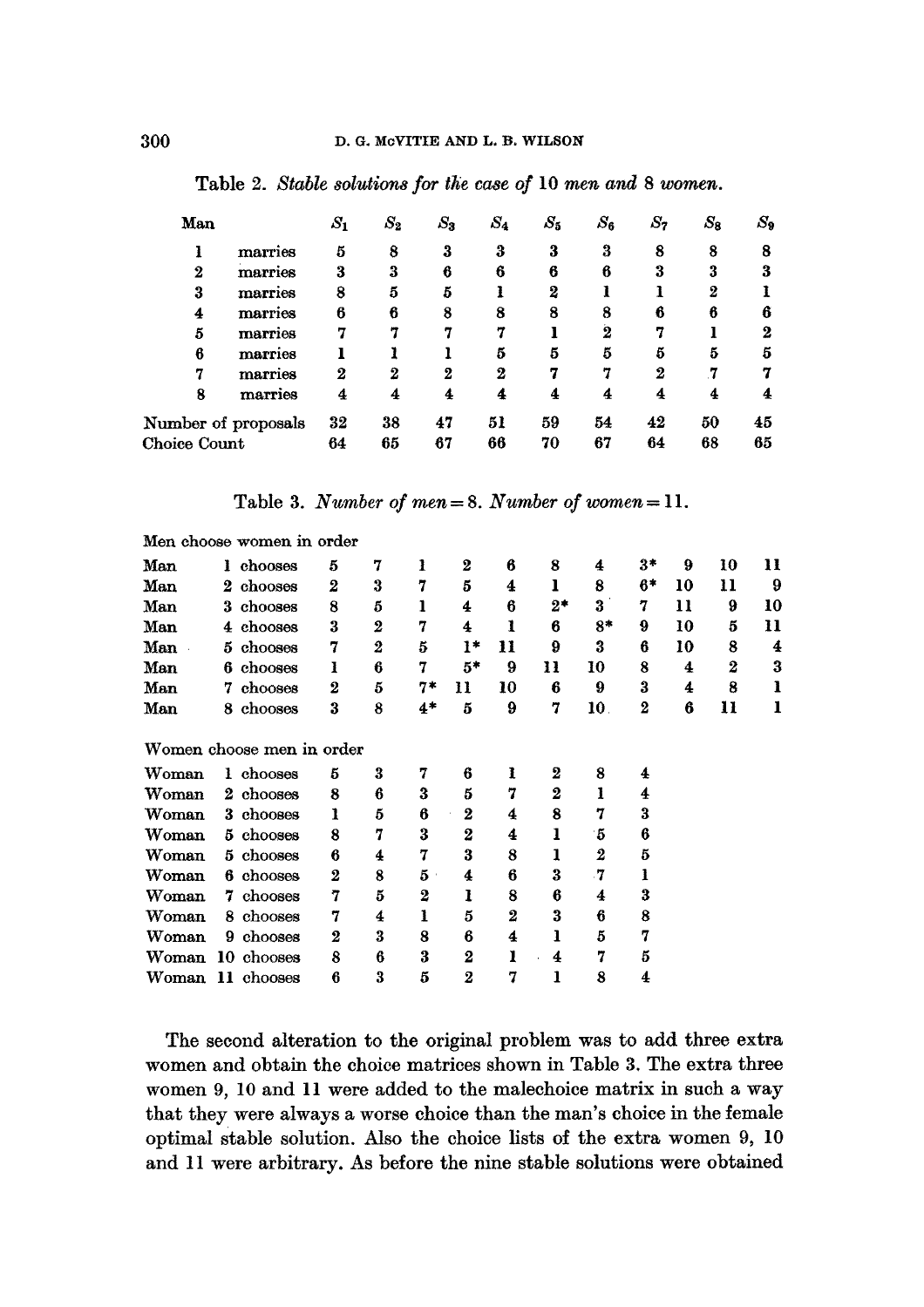Table 2. *Stable solutions for the case of 10 men and 8 women.*

| Man | | $S_1$ | $S_2$ | $S_3$ | $S_4$ | $S_5$ | $S_6$ | $S_7$ | $S_8$ | $S_9$ |
|---|---|---|---|---|---|---|---|---|---|---|
| 1 | marries | 5 | 8 | 3 | 3 | 3 | 3 | 8 | 8 | 8 |
| 2 | marries | 3 | 3 | 6 | 6 | 6 | 6 | 3 | 3 | 3 |
| 3 | marries | 8 | 5 | 5 | 1 | 2 | 1 | 1 | 2 | 1 |
| 4 | marries | 6 | 6 | 8 | 8 | 8 | 8 | 6 | 6 | 6 |
| 5 | marries | 7 | 7 | 7 | 7 | 1 | 2 | 7 | 1 | 2 |
| 6 | marries | 1 | 1 | 1 | 5 | 5 | 5 | 5 | 5 | 5 |
| 7 | marries | 2 | 2 | 2 | 2 | 7 | 7 | 2 | 7 | 7 |
| 8 | marries | 4 | 4 | 4 | 4 | 4 | 4 | 4 | 4 | 4 |
| Number of proposals | | 32 | 38 | 47 | 51 | 59 | 54 | 42 | 50 | 45 |
| Choice Count | | 64 | 65 | 67 | 66 | 70 | 67 | 64 | 68 | 65 |

Table 3. *Number of men = 8. Number of women = 11.*

Men choose women in order

| | | | | | | | | | | | | |
|---|---|---|---|---|---|---|---|---|---|---|---|---|
| Man | 1 chooses | 5 | 7 | 1 | 2 | 6 | 8 | 4 | 3* | 9 | 10 | 11 |
| Man | 2 chooses | 2 | 3 | 7 | 5 | 4 | 1 | 8 | 6* | 10 | 11 | 9 |
| Man | 3 chooses | 8 | 5 | 1 | 4 | 6 | 2* | 3 | 7 | 11 | 9 | 10 |
| Man | 4 chooses | 3 | 2 | 7 | 4 | 1 | 6 | 8* | 9 | 10 | 5 | 11 |
| Man | 5 chooses | 7 | 2 | 5 | 1* | 11 | 9 | 3 | 6 | 10 | 8 | 4 |
| Man | 6 chooses | 1 | 6 | 7 | 5* | 9 | 11 | 10 | 8 | 4 | 2 | 3 |
| Man | 7 chooses | 2 | 5 | 7* | 11 | 10 | 6 | 9 | 3 | 4 | 8 | 1 |
| Man | 8 chooses | 3 | 8 | 4* | 5 | 9 | 7 | 10 | 2 | 6 | 11 | 1 |

Women choose men in order

| | | | | | | | | | |
|---|---|---|---|---|---|---|---|---|---|
| Woman | 1 chooses | 5 | 3 | 7 | 6 | 1 | 2 | 8 | 4 |
| Woman | 2 chooses | 8 | 6 | 3 | 5 | 7 | 2 | 1 | 4 |
| Woman | 3 chooses | 1 | 5 | 6 | 2 | 4 | 8 | 7 | 3 |
| Woman | 5 chooses | 8 | 7 | 3 | 2 | 4 | 1 | 5 | 6 |
| Woman | 5 chooses | 6 | 4 | 7 | 3 | 8 | 1 | 2 | 5 |
| Woman | 6 chooses | 2 | 8 | 5 | 4 | 6 | 3 | 7 | 1 |
| Woman | 7 chooses | 7 | 5 | 2 | 1 | 8 | 6 | 4 | 3 |
| Woman | 8 chooses | 7 | 4 | 1 | 5 | 2 | 3 | 6 | 8 |
| Woman | 9 chooses | 2 | 3 | 8 | 6 | 4 | 1 | 5 | 7 |
| Woman | 10 chooses | 8 | 6 | 3 | 2 | 1 | 4 | 7 | 5 |
| Woman | 11 chooses | 6 | 3 | 5 | 2 | 7 | 1 | 8 | 4 |

The second alteration to the original problem was to add three extra women and obtain the choice matrices shown in Table 3. The extra three women 9, 10 and 11 were added to the malechoice matrix in such a way that they were always a worse choice than the man's choice in the female optimal stable solution. Also the choice lists of the extra women 9, 10 and 11 were arbitrary. As before the nine stable solutions were obtained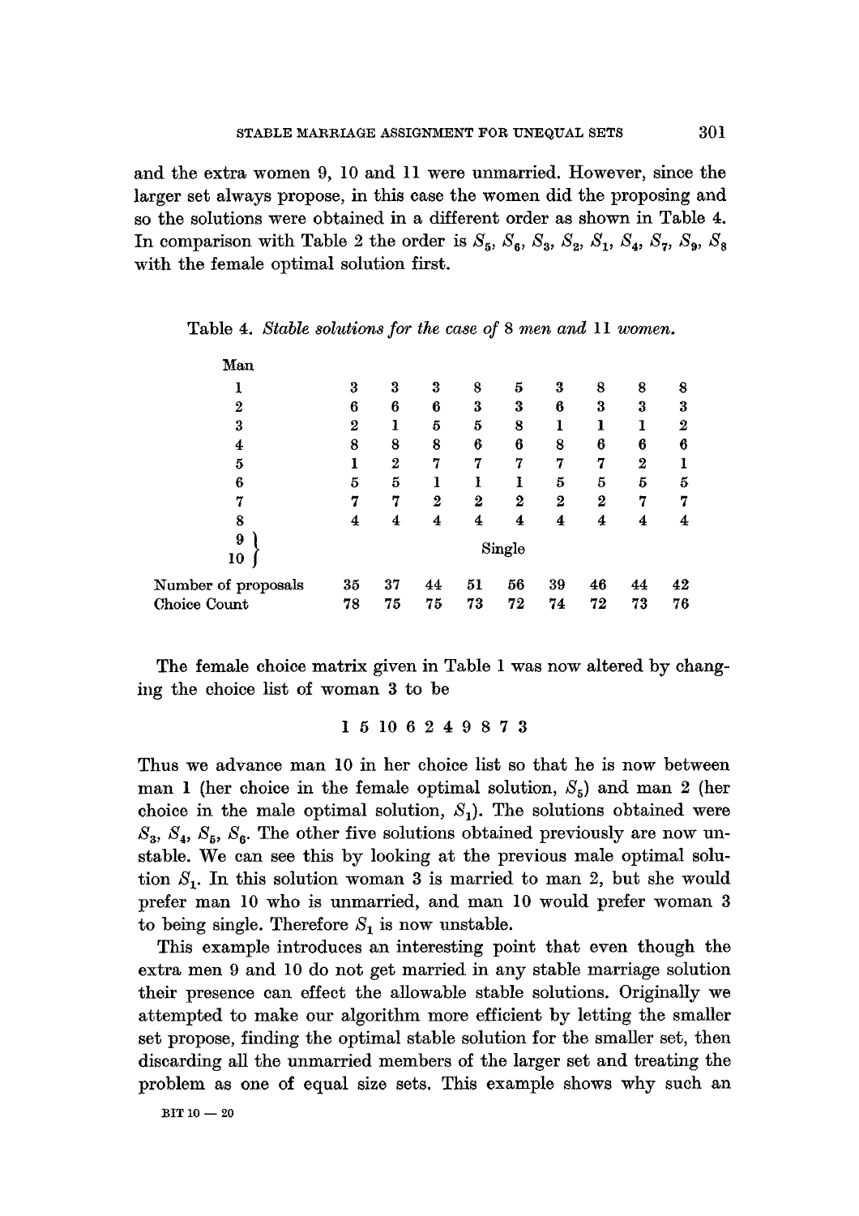and the extra women 9, 10 and 11 were unmarried. However, since the larger set always propose, in this case the women did the proposing and so the solutions were obtained in a different order as shown in Table 4. In comparison with Table 2 the order is $S_5$, $S_6$, $S_3$, $S_2$, $S_1$, $S_4$, $S_7$, $S_9$, $S_8$ with the female optimal solution first.

Table 4. *Stable solutions for the case of* 8 *men and* 11 *women.*

| Man | | | | | | | | | |
|---|---|---|---|---|---|---|---|---|---|
| 1 | 3 | 3 | 3 | 8 | 5 | 3 | 8 | 8 | 8 |
| 2 | 6 | 6 | 6 | 3 | 3 | 6 | 3 | 3 | 3 |
| 3 | 2 | 1 | 5 | 5 | 8 | 1 | 1 | 1 | 2 |
| 4 | 8 | 8 | 8 | 6 | 6 | 8 | 6 | 6 | 6 |
| 5 | 1 | 2 | 7 | 7 | 7 | 7 | 7 | 2 | 1 |
| 6 | 5 | 5 | 1 | 1 | 1 | 5 | 5 | 5 | 5 |
| 7 | 7 | 7 | 2 | 2 | 2 | 2 | 2 | 7 | 7 |
| 8 | 4 | 4 | 4 | 4 | 4 | 4 | 4 | 4 | 4 |
| 9, 10 | Single | | | | | | | | |
| Number of proposals | 35 | 37 | 44 | 51 | 56 | 39 | 46 | 44 | 42 |
| Choice Count | 78 | 75 | 75 | 73 | 72 | 74 | 72 | 73 | 76 |

The female choice matrix given in Table 1 was now altered by changing the choice list of woman 3 to be

1 5 10 6 2 4 9 8 7 3

Thus we advance man 10 in her choice list so that he is now between man 1 (her choice in the female optimal solution, $S_5$) and man 2 (her choice in the male optimal solution, $S_1$). The solutions obtained were $S_3$, $S_4$, $S_5$, $S_6$. The other five solutions obtained previously are now unstable. We can see this by looking at the previous male optimal solution $S_1$. In this solution woman 3 is married to man 2, but she would prefer man 10 who is unmarried, and man 10 would prefer woman 3 to being single. Therefore $S_1$ is now unstable.

This example introduces an interesting point that even though the extra men 9 and 10 do not get married in any stable marriage solution their presence can effect the allowable stable solutions. Originally we attempted to make our algorithm more efficient by letting the smaller set propose, finding the optimal stable solution for the smaller set, then discarding all the unmarried members of the larger set and treating the problem as one of equal size sets. This example shows why such an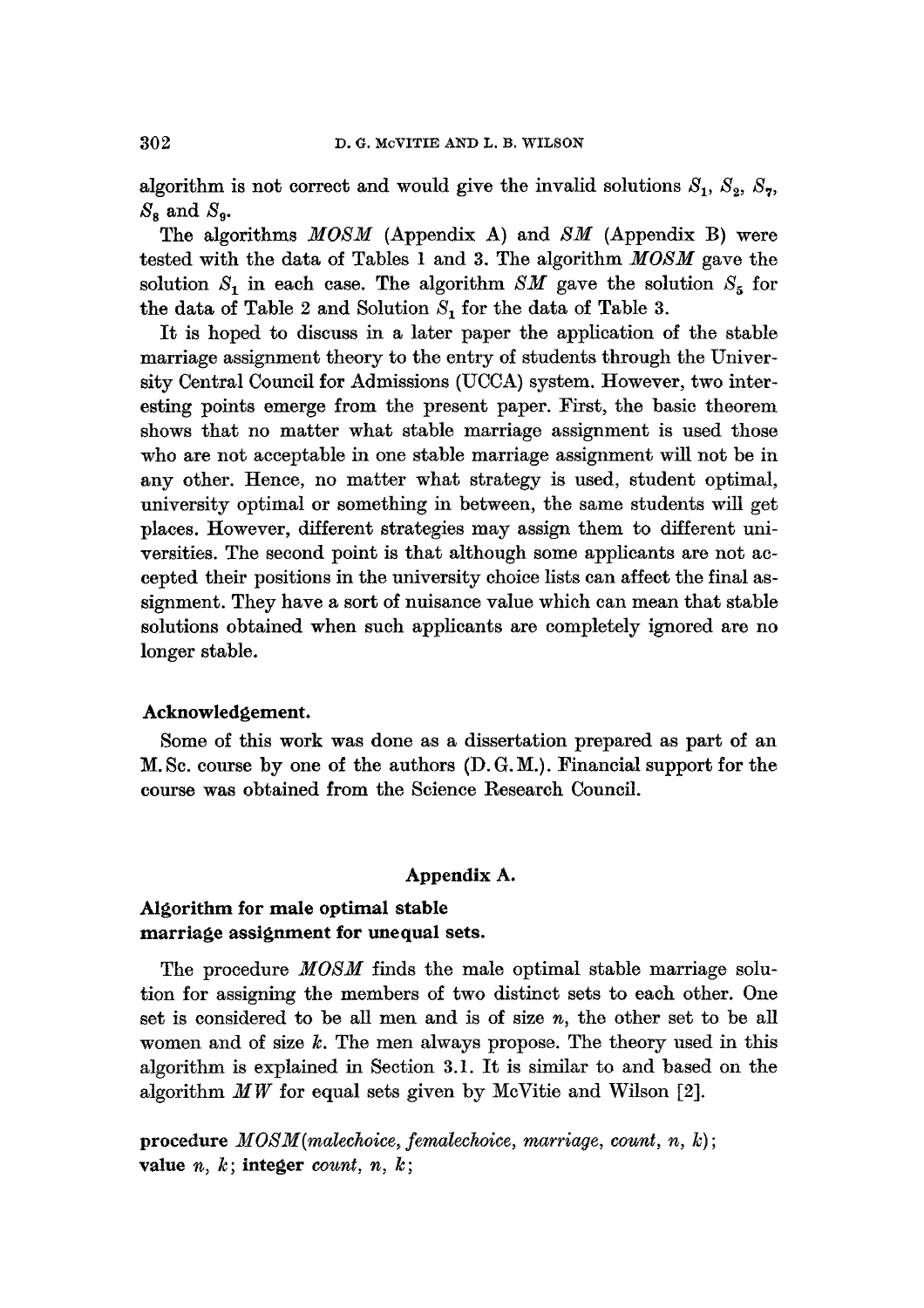algorithm is not correct and would give the invalid solutions $S_1$, $S_2$, $S_7$, $S_8$ and $S_9$.

The algorithms *MOSM* (Appendix A) and *SM* (Appendix B) were tested with the data of Tables 1 and 3. The algorithm *MOSM* gave the solution $S_1$ in each case. The algorithm *SM* gave the solution $S_5$ for the data of Table 2 and Solution $S_1$ for the data of Table 3.

It is hoped to discuss in a later paper the application of the stable marriage assignment theory to the entry of students through the University Central Council for Admissions (UCCA) system. However, two interesting points emerge from the present paper. First, the basic theorem shows that no matter what stable marriage assignment is used those who are not acceptable in one stable marriage assignment will not be in any other. Hence, no matter what strategy is used, student optimal, university optimal or something in between, the same students will get places. However, different strategies may assign them to different universities. The second point is that although some applicants are not accepted their positions in the university choice lists can affect the final assignment. They have a sort of nuisance value which can mean that stable solutions obtained when such applicants are completely ignored are no longer stable.

### Acknowledgement.

Some of this work was done as a dissertation prepared as part of an M.Sc. course by one of the authors (D.G.M.). Financial support for the course was obtained from the Science Research Council.

## Appendix A.

### Algorithm for male optimal stable marriage assignment for unequal sets.

The procedure *MOSM* finds the male optimal stable marriage solution for assigning the members of two distinct sets to each other. One set is considered to be all men and is of size $n$, the other set to be all women and of size $k$. The men always propose. The theory used in this algorithm is explained in Section 3.1. It is similar to and based on the algorithm *MW* for equal sets given by McVitie and Wilson [2].

```
procedure MOSM(malechoice, femalechoice, marriage, count, n, k);
value n, k; integer count, n, k;
```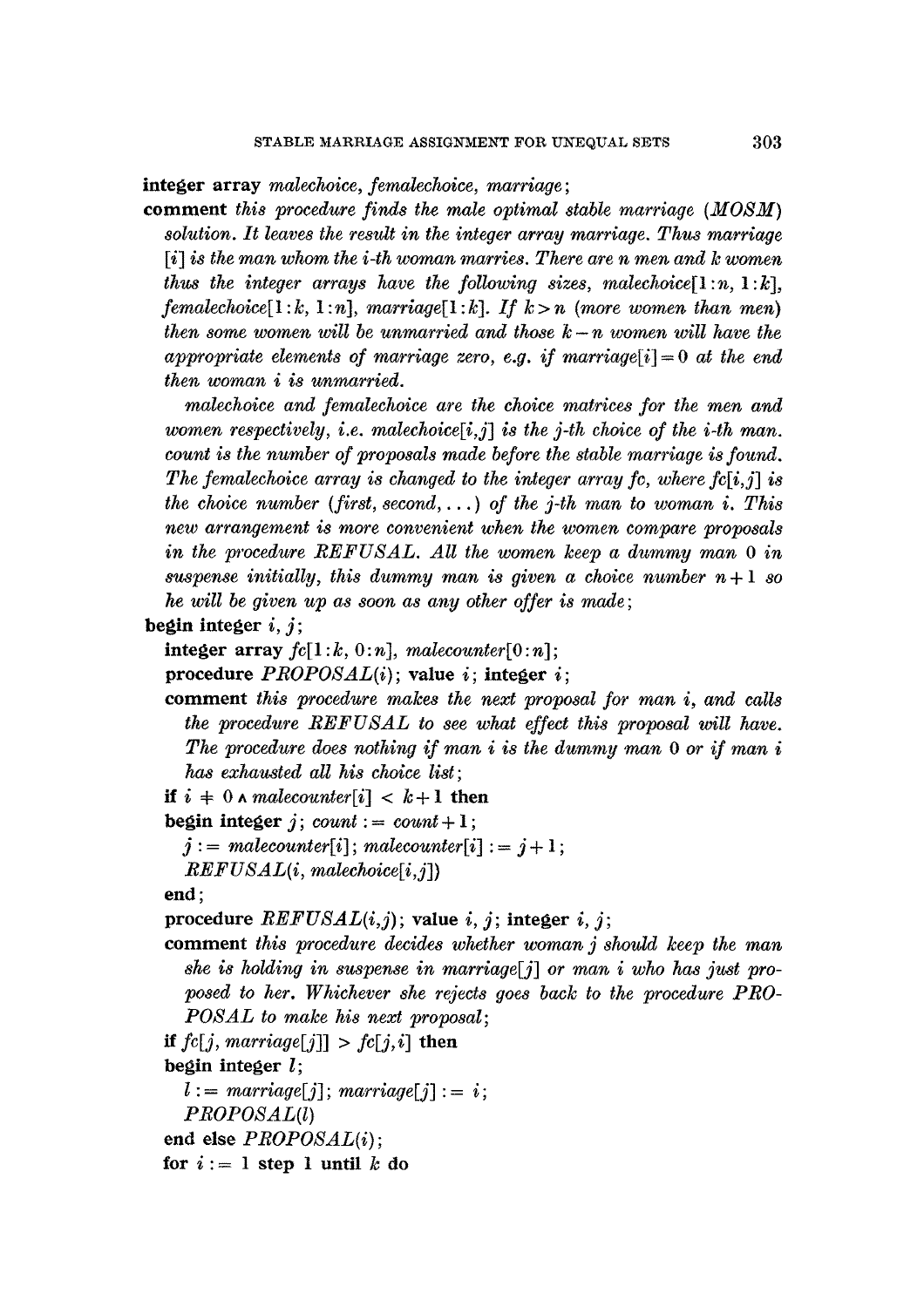```
integer array malechoice, femalechoice, marriage;
comment this procedure finds the male optimal stable marriage (MOSM)
   solution. It leaves the result in the integer array marriage. Thus marriage
   [i] is the man whom the i-th woman marries. There are n men and k women
   thus the integer arrays have the following sizes, malechoice[1:n, 1:k],
   femalechoice[1:k, 1:n], marriage[1:k]. If k > n (more women than men)
   then some women will be unmarried and those k − n women will have the
   appropriate elements of marriage zero, e.g. if marriage[i] = 0 at the end
   then woman i is unmarried.
      malechoice and femalechoice are the choice matrices for the men and
   women respectively, i.e. malechoice[i,j] is the j-th choice of the i-th man.
   count is the number of proposals made before the stable marriage is found.
   The femalechoice array is changed to the integer array fc, where fc[i,j] is
   the choice number (first, second, ...) of the j-th man to woman i. This
   new arrangement is more convenient when the women compare proposals
   in the procedure REFUSAL. All the women keep a dummy man 0 in
   suspense initially, this dummy man is given a choice number n + 1 so
   he will be given up as soon as any other offer is made;
begin integer i, j;
   integer array fc[1:k, 0:n], malecounter[0:n];
   procedure PROPOSAL(i); value i; integer i;
   comment this procedure makes the next proposal for man i, and calls
      the procedure REFUSAL to see what effect this proposal will have.
      The procedure does nothing if man i is the dummy man 0 or if man i
      has exhausted all his choice list;
   if i ≠ 0 ∧ malecounter[i] < k + 1 then
   begin integer j; count := count + 1;
      j := malecounter[i]; malecounter[i] := j + 1;
      REFUSAL(i, malechoice[i,j])
   end;
   procedure REFUSAL(i,j); value i, j; integer i, j;
   comment this procedure decides whether woman j should keep the man
      she is holding in suspense in marriage[j] or man i who has just pro-
      posed to her. Whichever she rejects goes back to the procedure PRO-
      POSAL to make his next proposal;
   if fc[j, marriage[j]] > fc[j,i] then
   begin integer l;
      l := marriage[j]; marriage[j] := i;
      PROPOSAL(l)
   end else PROPOSAL(i);
   for i := 1 step 1 until k do
```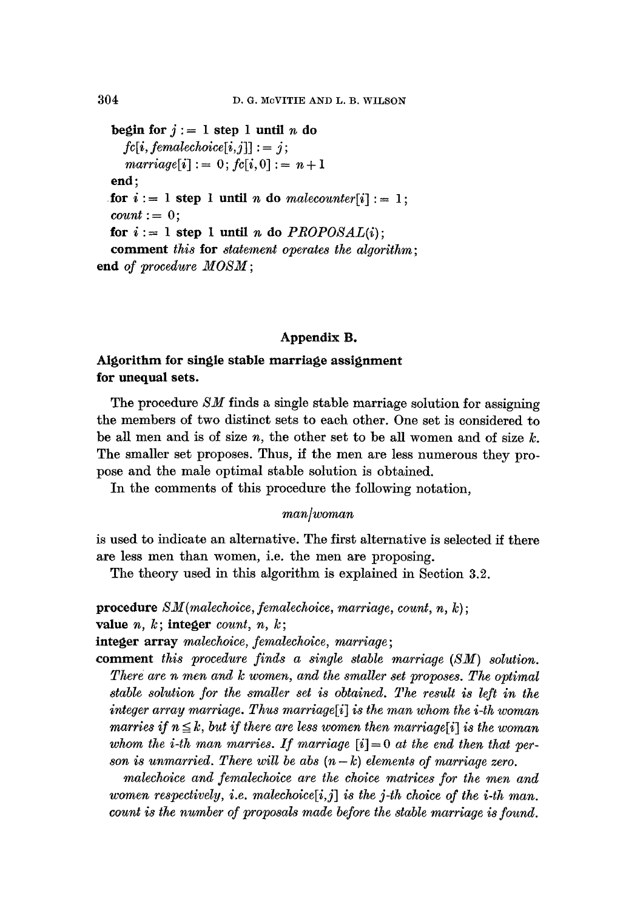```
begin for j := 1 step 1 until n do
    fc[i, femalechoice[i,j]] := j;
    marriage[i] := 0; fc[i,0] := n+1
  end;
  for i := 1 step 1 until n do malecounter[i] := 1;
  count := 0;
  for i := 1 step 1 until n do PROPOSAL(i);
  comment this for statement operates the algorithm;
end of procedure MOSM;
```

## Appendix B.

### Algorithm for single stable marriage assignment for unequal sets.

The procedure *SM* finds a single stable marriage solution for assigning the members of two distinct sets to each other. One set is considered to be all men and is of size $n$, the other set to be all women and of size $k$. The smaller set proposes. Thus, if the men are less numerous they propose and the male optimal stable solution is obtained.

In the comments of this procedure the following notation,

*man/woman*

is used to indicate an alternative. The first alternative is selected if there are less men than women, i.e. the men are proposing.

The theory used in this algorithm is explained in Section 3.2.

```
procedure SM(malechoice, femalechoice, marriage, count, n, k);
value n, k; integer count, n, k;
integer array malechoice, femalechoice, marriage;
comment this procedure finds a single stable marriage (SM) solution.
  There are n men and k women, and the smaller set proposes. The optimal
  stable solution for the smaller set is obtained. The result is left in the
  integer array marriage. Thus marriage[i] is the man whom the i-th woman
  marries if n ≦ k, but if there are less women then marriage[i] is the woman
  whom the i-th man marries. If marriage [i] = 0 at the end then that per-
  son is unmarried. There will be abs (n − k) elements of marriage zero.
    malechoice and femalechoice are the choice matrices for the men and
  women respectively, i.e. malechoice[i,j] is the j-th choice of the i-th man.
  count is the number of proposals made before the stable marriage is found.
```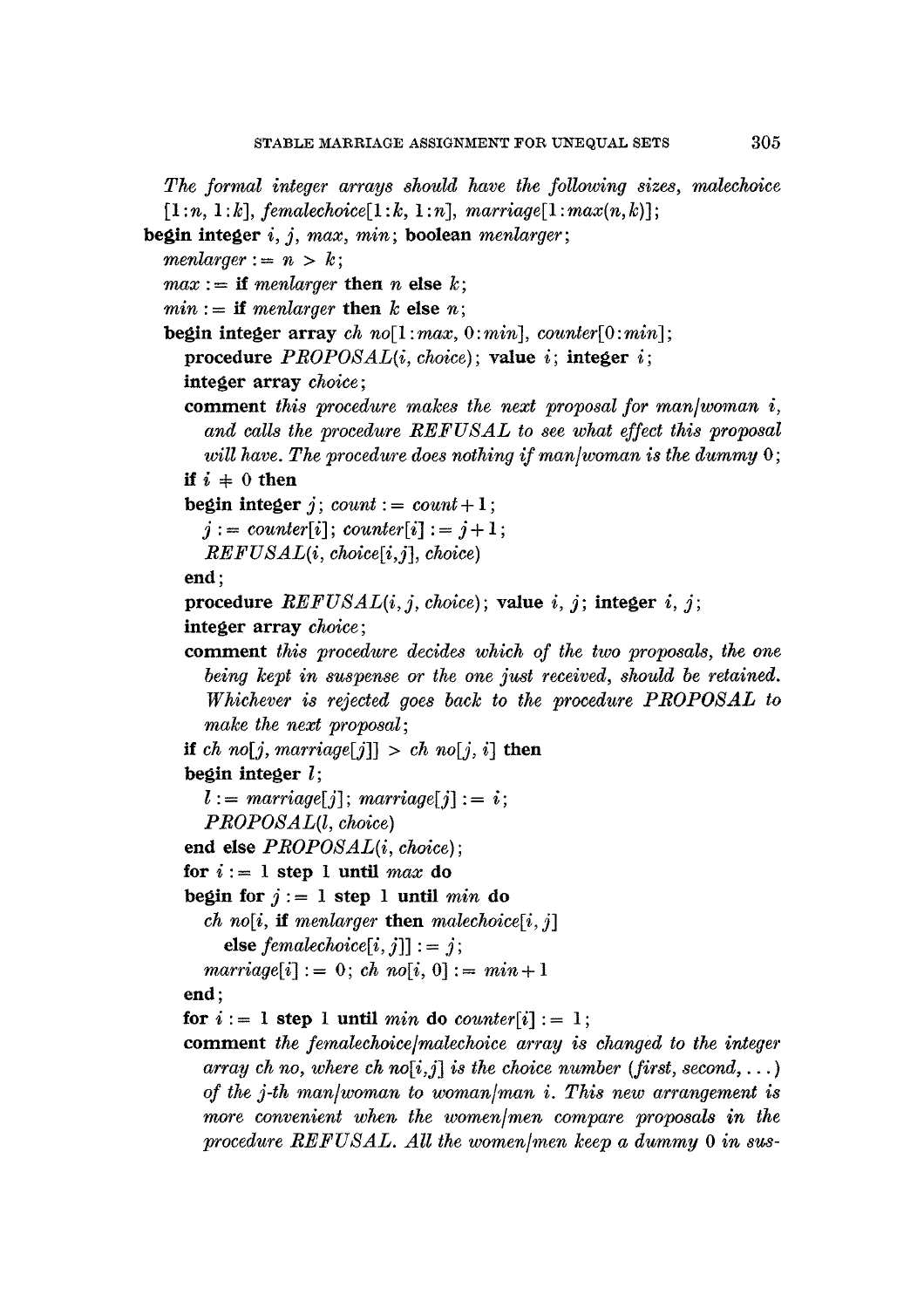```
    The formal integer arrays should have the following sizes, malechoice
    [1:n, 1:k], femalechoice[1:k, 1:n], marriage[1:max(n,k)];
begin integer i, j, max, min; boolean menlarger;
  menlarger := n > k;
  max := if menlarger then n else k;
  min := if menlarger then k else n;
  begin integer array ch no[1:max, 0:min], counter[0:min];
    procedure PROPOSAL(i, choice); value i; integer i;
    integer array choice;
    comment this procedure makes the next proposal for man/woman i,
      and calls the procedure REFUSAL to see what effect this proposal
      will have. The procedure does nothing if man/woman is the dummy 0;
    if i ≠ 0 then
    begin integer j; count := count + 1;
      j := counter[i]; counter[i] := j + 1;
      REFUSAL(i, choice[i,j], choice)
    end;
    procedure REFUSAL(i, j, choice); value i, j; integer i, j;
    integer array choice;
    comment this procedure decides which of the two proposals, the one
      being kept in suspense or the one just received, should be retained.
      Whichever is rejected goes back to the procedure PROPOSAL to
      make the next proposal;
    if ch no[j, marriage[j]] > ch no[j, i] then
    begin integer l;
      l := marriage[j]; marriage[j] := i;
      PROPOSAL(l, choice)
    end else PROPOSAL(i, choice);
    for i := 1 step 1 until max do
    begin for j := 1 step 1 until min do
      ch no[i, if menlarger then malechoice[i, j]
        else femalechoice[i, j]] := j;
      marriage[i] := 0; ch no[i, 0] := min + 1
    end;
    for i := 1 step 1 until min do counter[i] := 1;
    comment the femalechoice/malechoice array is changed to the integer
      array ch no, where ch no[i,j] is the choice number (first, second, ...)
      of the j-th man/woman to woman/man i. This new arrangement is
      more convenient when the women/men compare proposals in the
      procedure REFUSAL. All the women/men keep a dummy 0 in sus-
```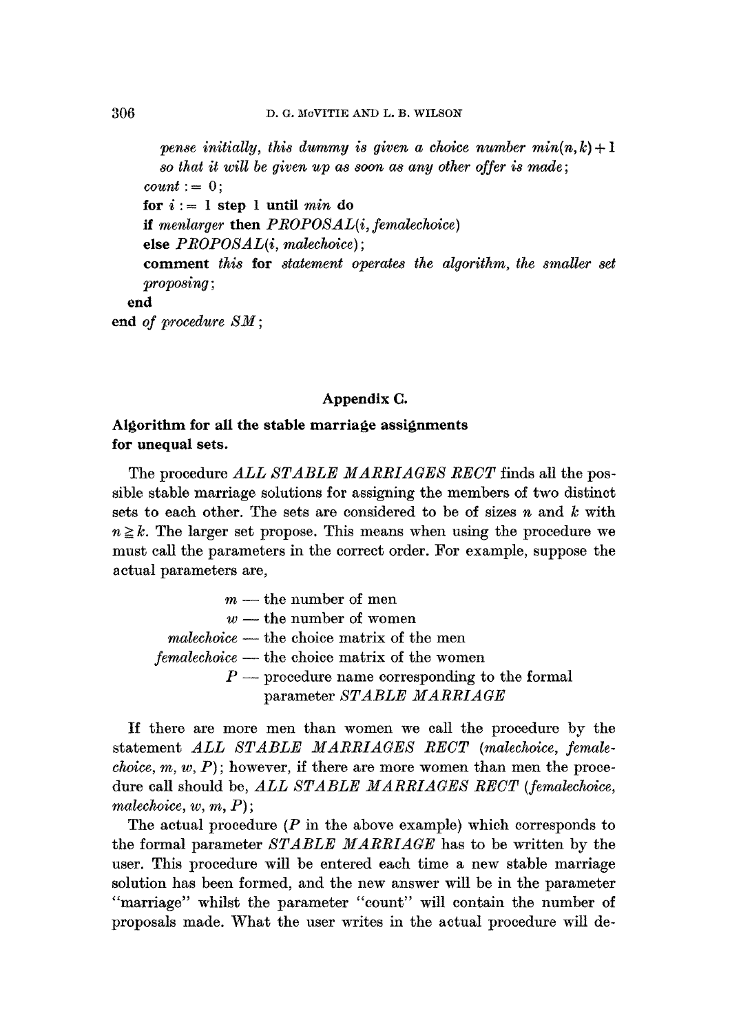```
      pense initially, this dummy is given a choice number min(n,k) + 1
      so that it will be given up as soon as any other offer is made;
   count := 0;
   for i := 1 step 1 until min do
   if menlarger then PROPOSAL(i, femalechoice)
   else PROPOSAL(i, malechoice);
   comment this for statement operates the algorithm, the smaller set
   proposing;
 end
end of procedure SM;
```

## Appendix C.

### Algorithm for all the stable marriage assignments for unequal sets.

The procedure *ALL STABLE MARRIAGES RECT* finds all the possible stable marriage solutions for assigning the members of two distinct sets to each other. The sets are considered to be of sizes $n$ and $k$ with $n \geqq k$. The larger set propose. This means when using the procedure we must call the parameters in the correct order. For example, suppose the actual parameters are,

- $m$ — the number of men
- $w$ — the number of women
- *malechoice* — the choice matrix of the men
- *femalechoice* — the choice matrix of the women
- $P$ — procedure name corresponding to the formal parameter *STABLE MARRIAGE*

If there are more men than women we call the procedure by the statement *ALL STABLE MARRIAGES RECT* (*malechoice*, *femalechoice*, $m$, $w$, $P$); however, if there are more women than men the procedure call should be, *ALL STABLE MARRIAGES RECT* (*femalechoice*, *malechoice*, $w$, $m$, $P$);

The actual procedure ($P$ in the above example) which corresponds to the formal parameter *STABLE MARRIAGE* has to be written by the user. This procedure will be entered each time a new stable marriage solution has been formed, and the new answer will be in the parameter "marriage" whilst the parameter "count" will contain the number of proposals made. What the user writes in the actual procedure will de-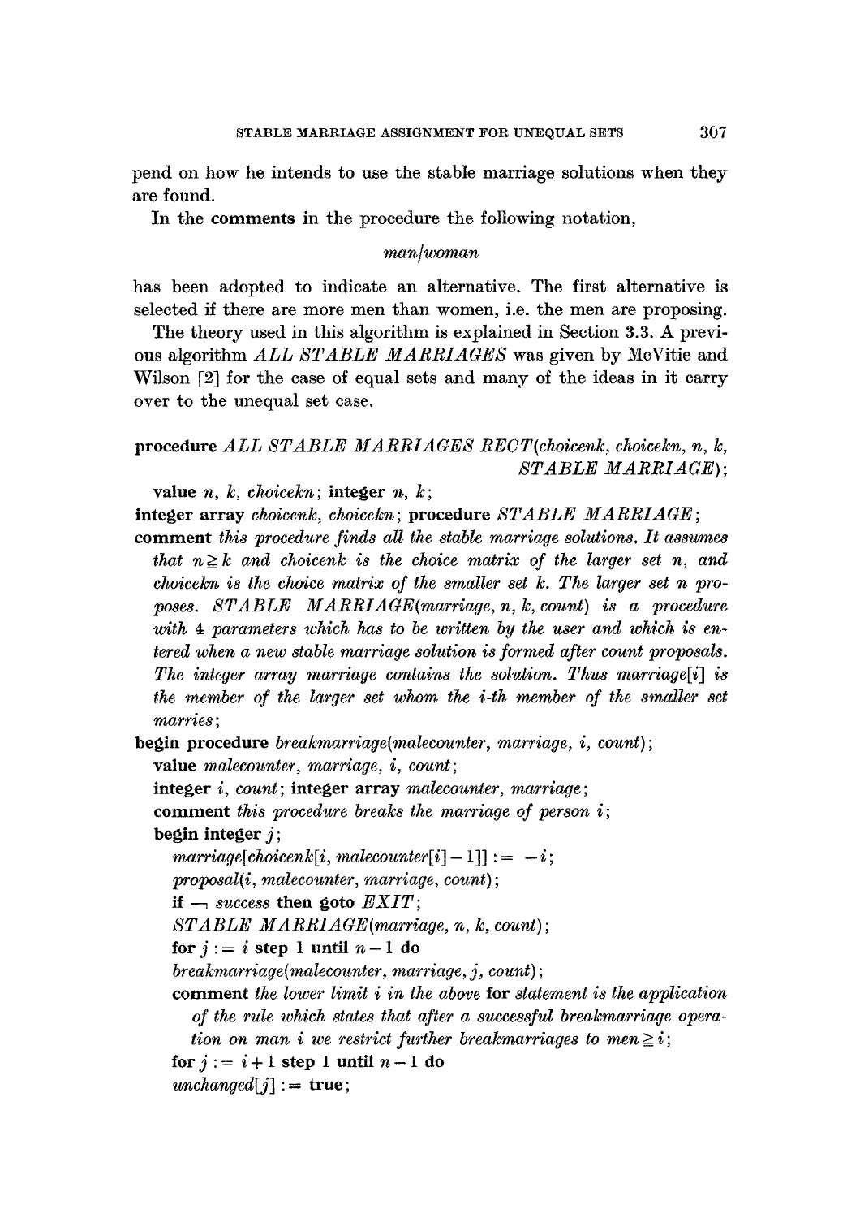pend on how he intends to use the stable marriage solutions when they are found.

In the **comments** in the procedure the following notation,

*man/woman*

has been adopted to indicate an alternative. The first alternative is selected if there are more men than women, i.e. the men are proposing.

The theory used in this algorithm is explained in Section 3.3. A previous algorithm *ALL STABLE MARRIAGES* was given by McVitie and Wilson [2] for the case of equal sets and many of the ideas in it carry over to the unequal set case.

```
procedure ALL STABLE MARRIAGES RECT(choicenk, choicekn, n, k,
                                      STABLE MARRIAGE);
  value n, k, choicekn; integer n, k;
integer array choicenk, choicekn; procedure STABLE MARRIAGE;
comment this procedure finds all the stable marriage solutions. It assumes
  that n ≥ k and choicenk is the choice matrix of the larger set n, and
  choicekn is the choice matrix of the smaller set k. The larger set n pro-
  poses. STABLE MARRIAGE(marriage, n, k, count) is a procedure
  with 4 parameters which has to be written by the user and which is en-
  tered when a new stable marriage solution is formed after count proposals.
  The integer array marriage contains the solution. Thus marriage[i] is
  the member of the larger set whom the i-th member of the smaller set
  marries;
begin procedure breakmarriage(malecounter, marriage, i, count);
  value malecounter, marriage, i, count;
  integer i, count; integer array malecounter, marriage;
  comment this procedure breaks the marriage of person i;
  begin integer j;
    marriage[choicenk[i, malecounter[i] − 1]] := −i;
    proposal(i, malecounter, marriage, count);
    if ¬ success then goto EXIT;
    STABLE MARRIAGE(marriage, n, k, count);
    for j := i step 1 until n − 1 do
    breakmarriage(malecounter, marriage, j, count);
    comment the lower limit i in the above for statement is the application
      of the rule which states that after a successful breakmarriage opera-
      tion on man i we restrict further breakmarriages to men ≥ i;
    for j := i + 1 step 1 until n − 1 do
    unchanged[j] := true;
```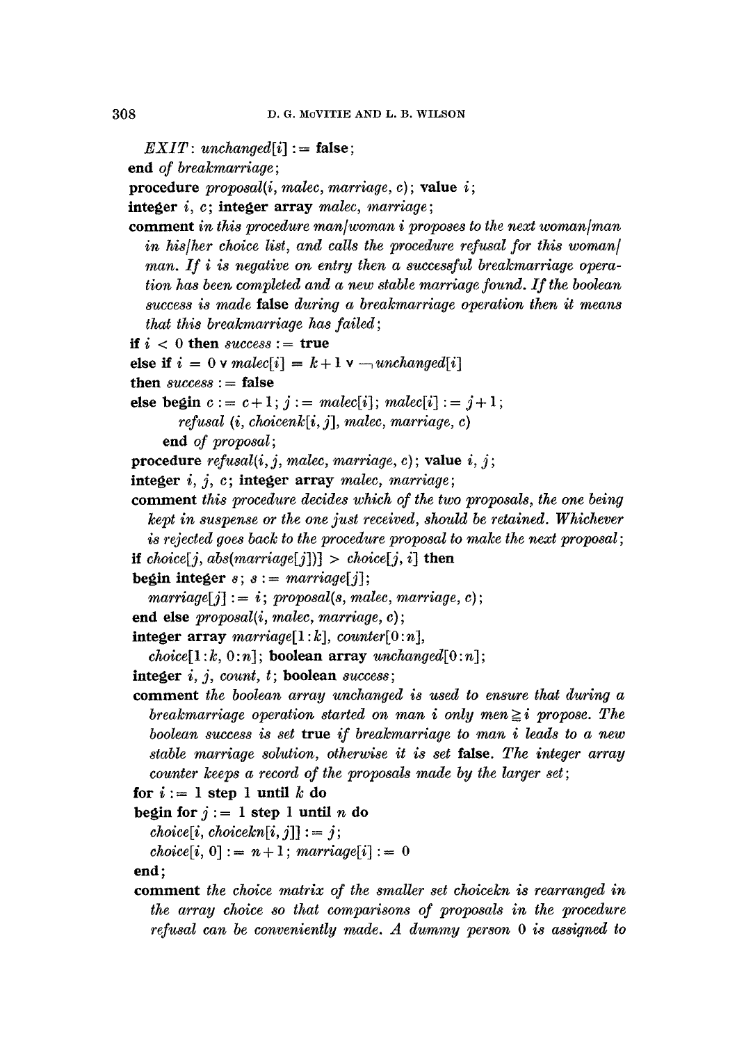```
   EXIT: unchanged[i] := false;
end of breakmarriage;
procedure proposal(i, malec, marriage, c); value i;
integer i, c; integer array malec, marriage;
comment in this procedure man/woman i proposes to the next woman/man
   in his/her choice list, and calls the procedure refusal for this woman/
   man. If i is negative on entry then a successful breakmarriage opera-
   tion has been completed and a new stable marriage found. If the boolean
   success is made false during a breakmarriage operation then it means
   that this breakmarriage has failed;
if i < 0 then success := true
else if i = 0 ∨ malec[i] = k+1 ∨ ¬unchanged[i]
then success := false
else begin c := c+1; j := malec[i]; malec[i] := j+1;
      refusal (i, choicenk[i, j], malec, marriage, c)
   end of proposal;
procedure refusal(i, j, malec, marriage, c); value i, j;
integer i, j, c; integer array malec, marriage;
comment this procedure decides which of the two proposals, the one being
   kept in suspense or the one just received, should be retained. Whichever
   is rejected goes back to the procedure proposal to make the next proposal;
if choice[j, abs(marriage[j])] > choice[j, i] then
begin integer s; s := marriage[j];
   marriage[j] := i; proposal(s, malec, marriage, c);
end else proposal(i, malec, marriage, c);
integer array marriage[1:k], counter[0:n],
   choice[1:k, 0:n]; boolean array unchanged[0:n];
integer i, j, count, t; boolean success;
comment the boolean array unchanged is used to ensure that during a
   breakmarriage operation started on man i only men ≧ i propose. The
   boolean success is set true if breakmarriage to man i leads to a new
   stable marriage solution, otherwise it is set false. The integer array
   counter keeps a record of the proposals made by the larger set;
for i := 1 step 1 until k do
begin for j := 1 step 1 until n do
   choice[i, choicekn[i, j]] := j;
   choice[i, 0] := n+1; marriage[i] := 0
end;
comment the choice matrix of the smaller set choicekn is rearranged in
   the array choice so that comparisons of proposals in the procedure
   refusal can be conveniently made. A dummy person 0 is assigned to
```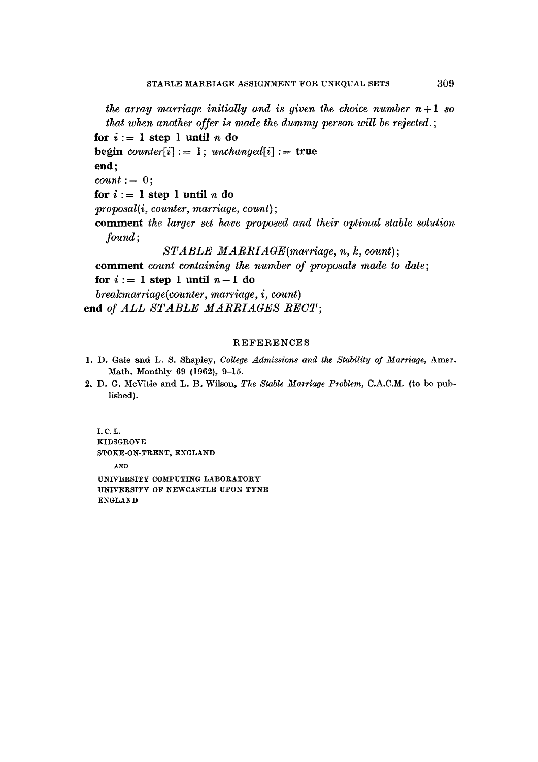```
   the array marriage initially and is given the choice number n+1 so
   that when another offer is made the dummy person will be rejected.;
for i := 1 step 1 until n do
begin counter[i] := 1; unchanged[i] := true
end;
count := 0;
for i := 1 step 1 until n do
proposal(i, counter, marriage, count);
comment the larger set have proposed and their optimal stable solution
   found;
            STABLE MARRIAGE(marriage, n, k, count);
comment count containing the number of proposals made to date;
for i := 1 step 1 until n - 1 do
breakmarriage(counter, marriage, i, count)
end of ALL STABLE MARRIAGES RECT;
```

## REFERENCES

1. D. Gale and L. S. Shapley, *College Admissions and the Stability of Marriage*, Amer. Math. Monthly 69 (1962), 9–15.
2. D. G. McVitie and L. B. Wilson, *The Stable Marriage Problem*, C.A.C.M. (to be published).

I. C. L.
KIDSGROVE
STOKE-ON-TRENT, ENGLAND

AND

UNIVERSITY COMPUTING LABORATORY
UNIVERSITY OF NEWCASTLE UPON TYNE
ENGLAND